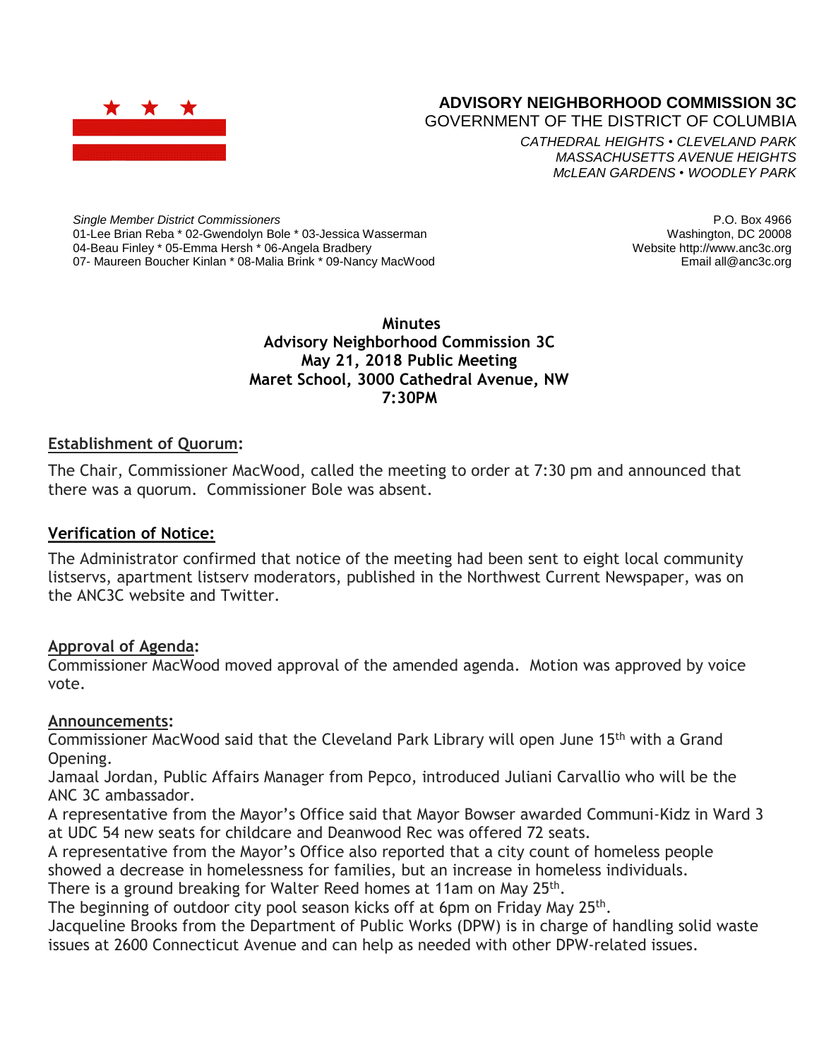**ADVISORY NEIGHBORHOOD COMMISSION 3C**
GOVERNMENT OF THE DISTRICT OF COLUMBIA

*CATHEDRAL HEIGHTS • CLEVELAND PARK*
*MASSACHUSETTS AVENUE HEIGHTS*
*McLEAN GARDENS • WOODLEY PARK*

*Single Member District Commissioners*
01-Lee Brian Reba * 02-Gwendolyn Bole * 03-Jessica Wasserman
04-Beau Finley * 05-Emma Hersh * 06-Angela Bradbery
07- Maureen Boucher Kinlan * 08-Malia Brink * 09-Nancy MacWood

P.O. Box 4966
Washington, DC 20008
Website http://www.anc3c.org
Email all@anc3c.org

**Minutes**
**Advisory Neighborhood Commission 3C**
**May 21, 2018 Public Meeting**
**Maret School, 3000 Cathedral Avenue, NW**
**7:30PM**

## Establishment of Quorum:

The Chair, Commissioner MacWood, called the meeting to order at 7:30 pm and announced that there was a quorum. Commissioner Bole was absent.

## Verification of Notice:

The Administrator confirmed that notice of the meeting had been sent to eight local community listservs, apartment listserv moderators, published in the Northwest Current Newspaper, was on the ANC3C website and Twitter.

## Approval of Agenda:

Commissioner MacWood moved approval of the amended agenda. Motion was approved by voice vote.

## Announcements:

Commissioner MacWood said that the Cleveland Park Library will open June 15th with a Grand Opening.
Jamaal Jordan, Public Affairs Manager from Pepco, introduced Juliani Carvallio who will be the ANC 3C ambassador.
A representative from the Mayor's Office said that Mayor Bowser awarded Communi-Kidz in Ward 3 at UDC 54 new seats for childcare and Deanwood Rec was offered 72 seats.
A representative from the Mayor's Office also reported that a city count of homeless people showed a decrease in homelessness for families, but an increase in homeless individuals.
There is a ground breaking for Walter Reed homes at 11am on May 25th.
The beginning of outdoor city pool season kicks off at 6pm on Friday May 25th.
Jacqueline Brooks from the Department of Public Works (DPW) is in charge of handling solid waste issues at 2600 Connecticut Avenue and can help as needed with other DPW-related issues.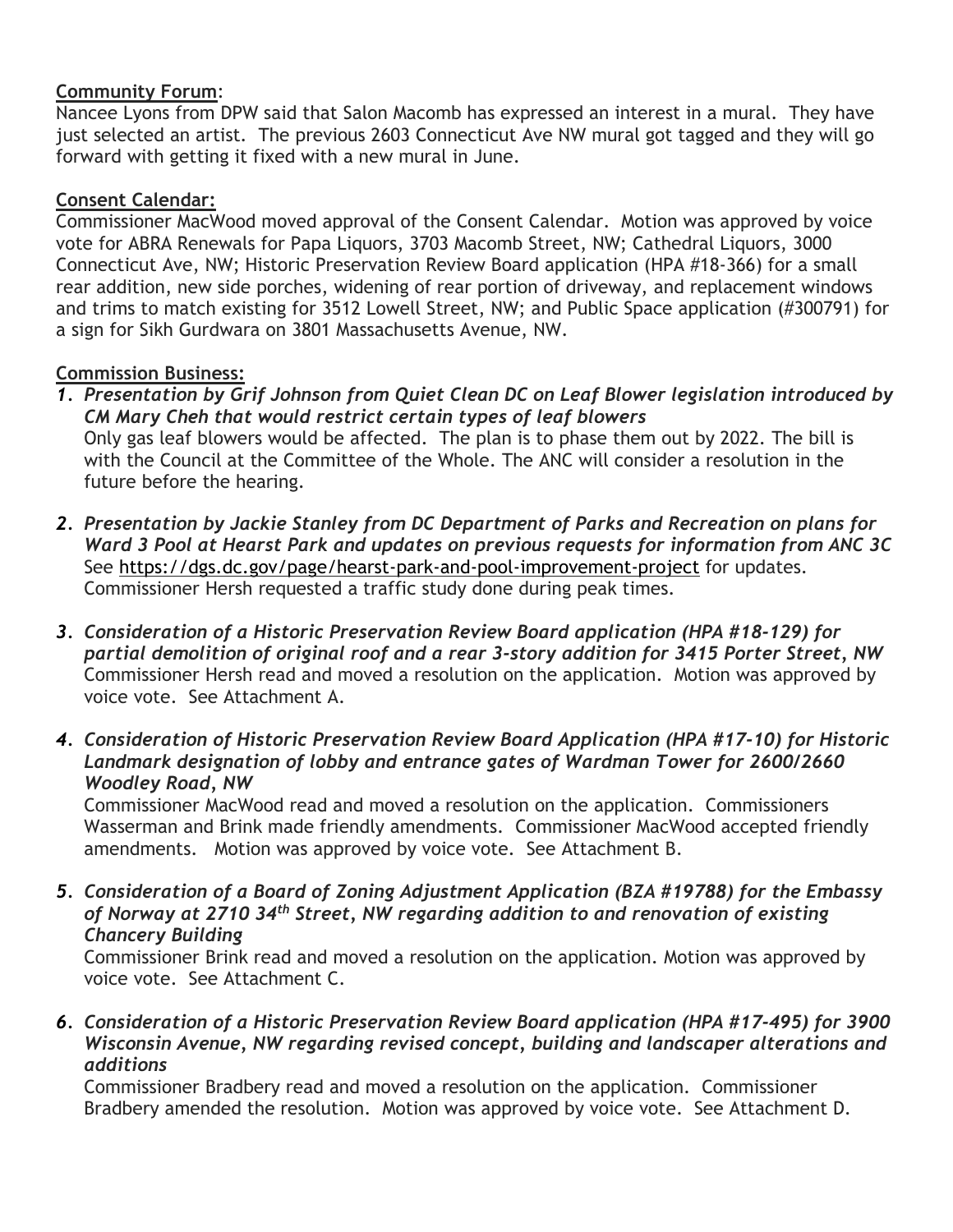**Community Forum**:

Nancee Lyons from DPW said that Salon Macomb has expressed an interest in a mural. They have just selected an artist. The previous 2603 Connecticut Ave NW mural got tagged and they will go forward with getting it fixed with a new mural in June.

**Consent Calendar:**

Commissioner MacWood moved approval of the Consent Calendar. Motion was approved by voice vote for ABRA Renewals for Papa Liquors, 3703 Macomb Street, NW; Cathedral Liquors, 3000 Connecticut Ave, NW; Historic Preservation Review Board application (HPA #18-366) for a small rear addition, new side porches, widening of rear portion of driveway, and replacement windows and trims to match existing for 3512 Lowell Street, NW; and Public Space application (#300791) for a sign for Sikh Gurdwara on 3801 Massachusetts Avenue, NW.

**Commission Business:**

1. ***Presentation by Grif Johnson from Quiet Clean DC on Leaf Blower legislation introduced by CM Mary Cheh that would restrict certain types of leaf blowers***
   Only gas leaf blowers would be affected. The plan is to phase them out by 2022. The bill is with the Council at the Committee of the Whole. The ANC will consider a resolution in the future before the hearing.

2. ***Presentation by Jackie Stanley from DC Department of Parks and Recreation on plans for Ward 3 Pool at Hearst Park and updates on previous requests for information from ANC 3C***
   See https://dgs.dc.gov/page/hearst-park-and-pool-improvement-project for updates. Commissioner Hersh requested a traffic study done during peak times.

3. ***Consideration of a Historic Preservation Review Board application (HPA #18-129) for partial demolition of original roof and a rear 3-story addition for 3415 Porter Street, NW***
   Commissioner Hersh read and moved a resolution on the application. Motion was approved by voice vote. See Attachment A.

4. ***Consideration of Historic Preservation Review Board Application (HPA #17-10) for Historic Landmark designation of lobby and entrance gates of Wardman Tower for 2600/2660 Woodley Road, NW***
   Commissioner MacWood read and moved a resolution on the application. Commissioners Wasserman and Brink made friendly amendments. Commissioner MacWood accepted friendly amendments. Motion was approved by voice vote. See Attachment B.

5. ***Consideration of a Board of Zoning Adjustment Application (BZA #19788) for the Embassy of Norway at 2710 34th Street, NW regarding addition to and renovation of existing Chancery Building***
   Commissioner Brink read and moved a resolution on the application. Motion was approved by voice vote. See Attachment C.

6. ***Consideration of a Historic Preservation Review Board application (HPA #17-495) for 3900 Wisconsin Avenue, NW regarding revised concept, building and landscaper alterations and additions***
   Commissioner Bradbery read and moved a resolution on the application. Commissioner Bradbery amended the resolution. Motion was approved by voice vote. See Attachment D.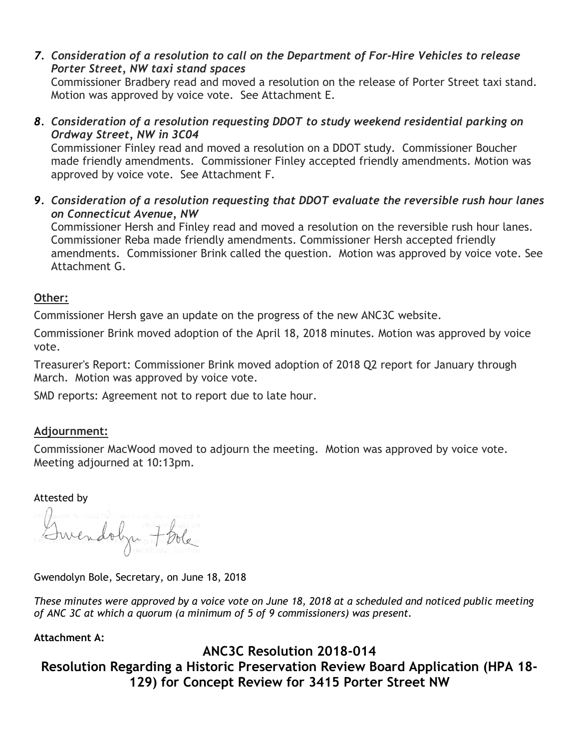*7. Consideration of a resolution to call on the Department of For-Hire Vehicles to release Porter Street, NW taxi stand spaces*

Commissioner Bradbery read and moved a resolution on the release of Porter Street taxi stand. Motion was approved by voice vote. See Attachment E.

*8. Consideration of a resolution requesting DDOT to study weekend residential parking on Ordway Street, NW in 3C04*

Commissioner Finley read and moved a resolution on a DDOT study. Commissioner Boucher made friendly amendments. Commissioner Finley accepted friendly amendments. Motion was approved by voice vote. See Attachment F.

*9. Consideration of a resolution requesting that DDOT evaluate the reversible rush hour lanes on Connecticut Avenue, NW*

Commissioner Hersh and Finley read and moved a resolution on the reversible rush hour lanes. Commissioner Reba made friendly amendments. Commissioner Hersh accepted friendly amendments. Commissioner Brink called the question. Motion was approved by voice vote. See Attachment G.

**Other:**

Commissioner Hersh gave an update on the progress of the new ANC3C website.

Commissioner Brink moved adoption of the April 18, 2018 minutes. Motion was approved by voice vote.

Treasurer's Report: Commissioner Brink moved adoption of 2018 Q2 report for January through March. Motion was approved by voice vote.

SMD reports: Agreement not to report due to late hour.

**Adjournment:**

Commissioner MacWood moved to adjourn the meeting. Motion was approved by voice vote. Meeting adjourned at 10:13pm.

Attested by

Gwendolyn Bole

Gwendolyn Bole, Secretary, on June 18, 2018

*These minutes were approved by a voice vote on June 18, 2018 at a scheduled and noticed public meeting of ANC 3C at which a quorum (a minimum of 5 of 9 commissioners) was present.*

**Attachment A:**

## ANC3C Resolution 2018-014

## Resolution Regarding a Historic Preservation Review Board Application (HPA 18-129) for Concept Review for 3415 Porter Street NW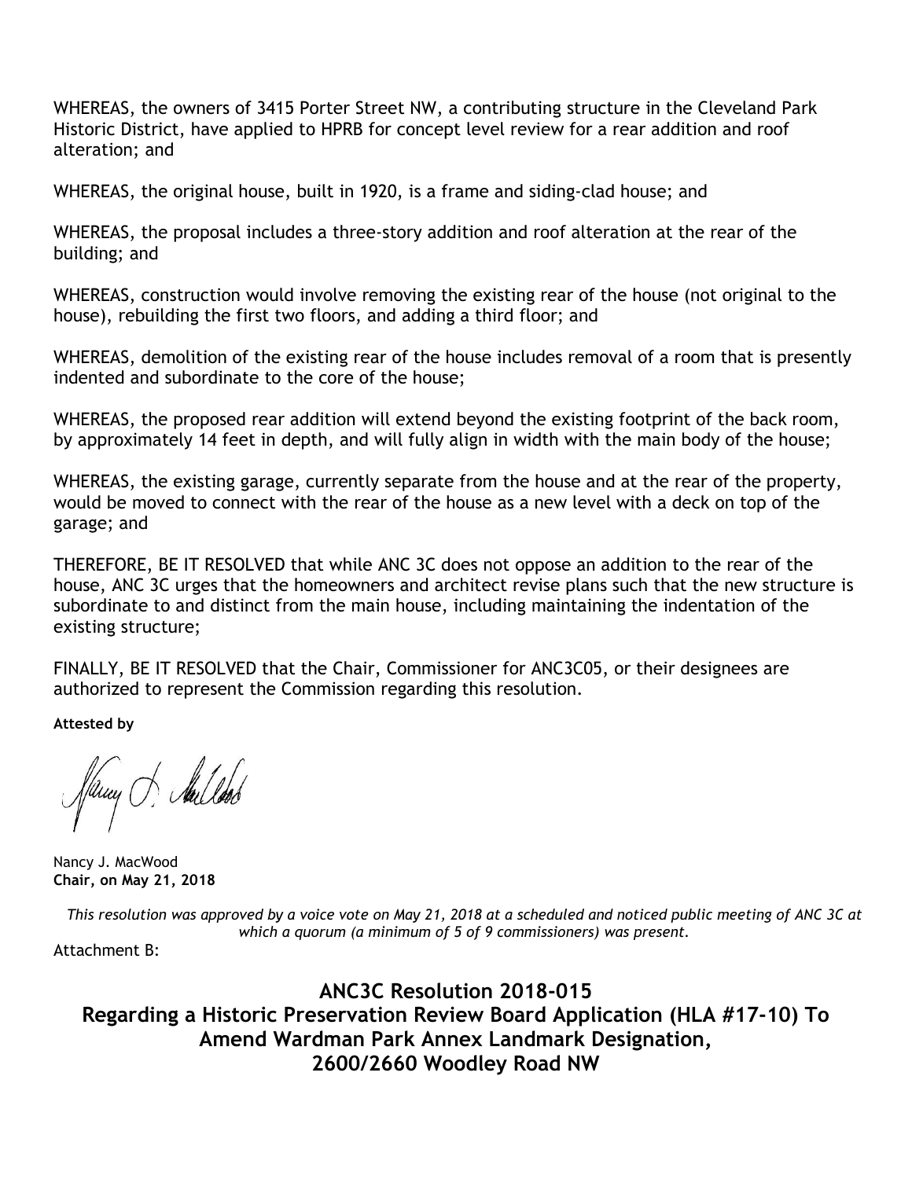WHEREAS, the owners of 3415 Porter Street NW, a contributing structure in the Cleveland Park Historic District, have applied to HPRB for concept level review for a rear addition and roof alteration; and

WHEREAS, the original house, built in 1920, is a frame and siding-clad house; and

WHEREAS, the proposal includes a three-story addition and roof alteration at the rear of the building; and

WHEREAS, construction would involve removing the existing rear of the house (not original to the house), rebuilding the first two floors, and adding a third floor; and

WHEREAS, demolition of the existing rear of the house includes removal of a room that is presently indented and subordinate to the core of the house;

WHEREAS, the proposed rear addition will extend beyond the existing footprint of the back room, by approximately 14 feet in depth, and will fully align in width with the main body of the house;

WHEREAS, the existing garage, currently separate from the house and at the rear of the property, would be moved to connect with the rear of the house as a new level with a deck on top of the garage; and

THEREFORE, BE IT RESOLVED that while ANC 3C does not oppose an addition to the rear of the house, ANC 3C urges that the homeowners and architect revise plans such that the new structure is subordinate to and distinct from the main house, including maintaining the indentation of the existing structure;

FINALLY, BE IT RESOLVED that the Chair, Commissioner for ANC3C05, or their designees are authorized to represent the Commission regarding this resolution.

**Attested by**

Nancy J. MacWood
**Chair, on May 21, 2018**

*This resolution was approved by a voice vote on May 21, 2018 at a scheduled and noticed public meeting of ANC 3C at which a quorum (a minimum of 5 of 9 commissioners) was present.*

Attachment B:

## ANC3C Resolution 2018-015
## Regarding a Historic Preservation Review Board Application (HLA #17-10) To Amend Wardman Park Annex Landmark Designation, 2600/2660 Woodley Road NW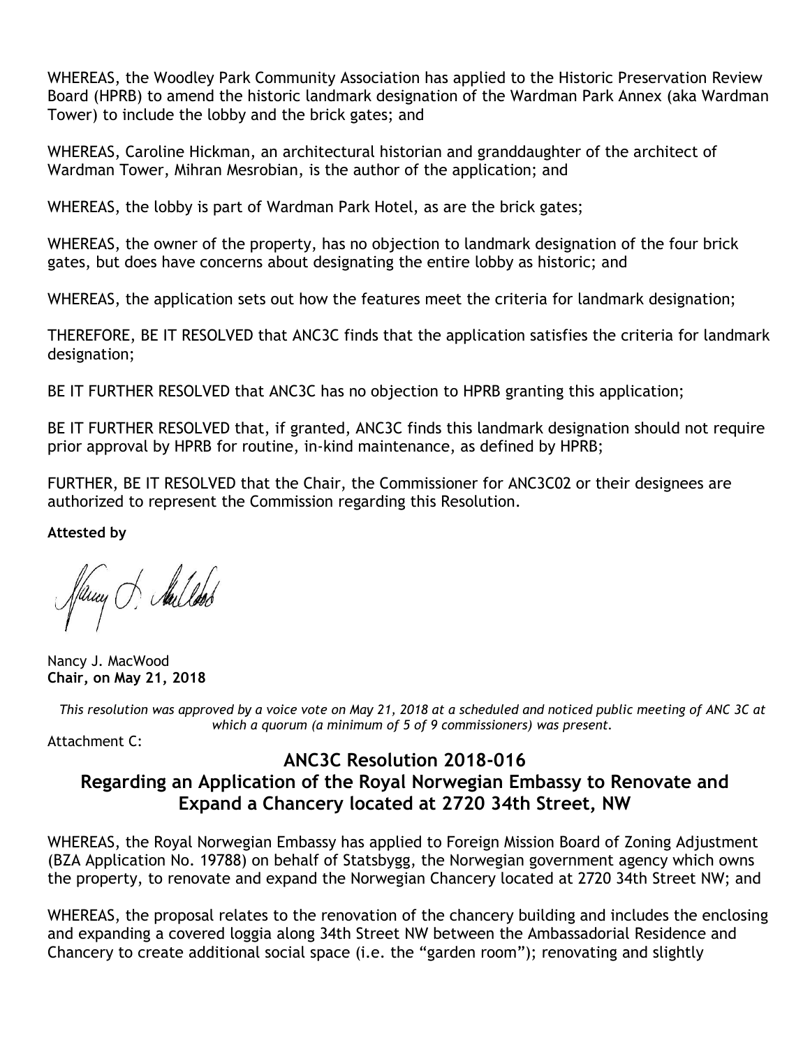WHEREAS, the Woodley Park Community Association has applied to the Historic Preservation Review Board (HPRB) to amend the historic landmark designation of the Wardman Park Annex (aka Wardman Tower) to include the lobby and the brick gates; and

WHEREAS, Caroline Hickman, an architectural historian and granddaughter of the architect of Wardman Tower, Mihran Mesrobian, is the author of the application; and

WHEREAS, the lobby is part of Wardman Park Hotel, as are the brick gates;

WHEREAS, the owner of the property, has no objection to landmark designation of the four brick gates, but does have concerns about designating the entire lobby as historic; and

WHEREAS, the application sets out how the features meet the criteria for landmark designation;

THEREFORE, BE IT RESOLVED that ANC3C finds that the application satisfies the criteria for landmark designation;

BE IT FURTHER RESOLVED that ANC3C has no objection to HPRB granting this application;

BE IT FURTHER RESOLVED that, if granted, ANC3C finds this landmark designation should not require prior approval by HPRB for routine, in-kind maintenance, as defined by HPRB;

FURTHER, BE IT RESOLVED that the Chair, the Commissioner for ANC3C02 or their designees are authorized to represent the Commission regarding this Resolution.

**Attested by**

Nancy J. MacWood
**Chair, on May 21, 2018**

*This resolution was approved by a voice vote on May 21, 2018 at a scheduled and noticed public meeting of ANC 3C at which a quorum (a minimum of 5 of 9 commissioners) was present.*

Attachment C:

## ANC3C Resolution 2018-016
## Regarding an Application of the Royal Norwegian Embassy to Renovate and Expand a Chancery located at 2720 34th Street, NW

WHEREAS, the Royal Norwegian Embassy has applied to Foreign Mission Board of Zoning Adjustment (BZA Application No. 19788) on behalf of Statsbygg, the Norwegian government agency which owns the property, to renovate and expand the Norwegian Chancery located at 2720 34th Street NW; and

WHEREAS, the proposal relates to the renovation of the chancery building and includes the enclosing and expanding a covered loggia along 34th Street NW between the Ambassadorial Residence and Chancery to create additional social space (i.e. the "garden room"); renovating and slightly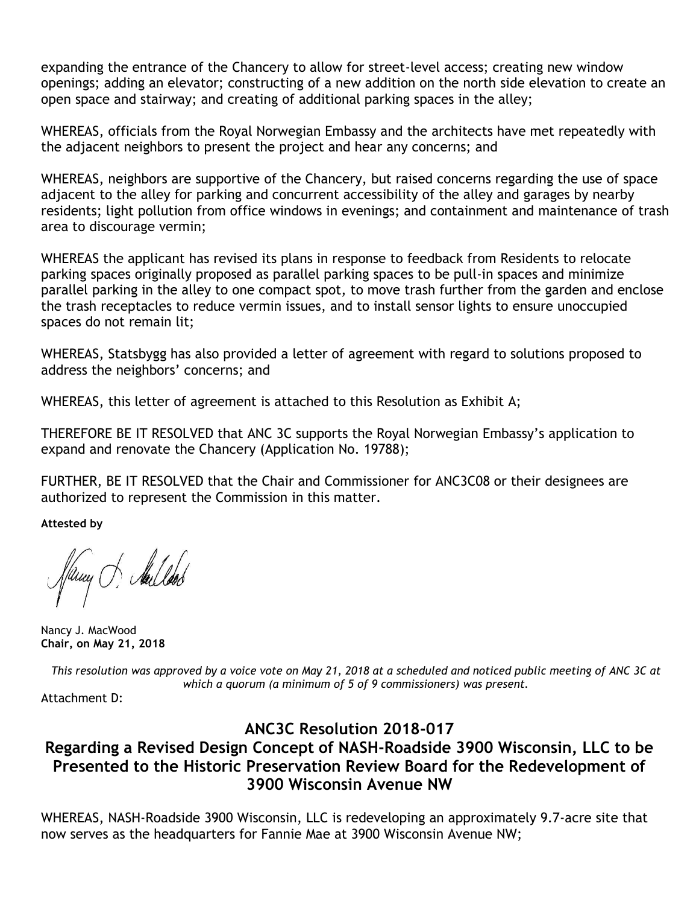expanding the entrance of the Chancery to allow for street-level access; creating new window openings; adding an elevator; constructing of a new addition on the north side elevation to create an open space and stairway; and creating of additional parking spaces in the alley;

WHEREAS, officials from the Royal Norwegian Embassy and the architects have met repeatedly with the adjacent neighbors to present the project and hear any concerns; and

WHEREAS, neighbors are supportive of the Chancery, but raised concerns regarding the use of space adjacent to the alley for parking and concurrent accessibility of the alley and garages by nearby residents; light pollution from office windows in evenings; and containment and maintenance of trash area to discourage vermin;

WHEREAS the applicant has revised its plans in response to feedback from Residents to relocate parking spaces originally proposed as parallel parking spaces to be pull-in spaces and minimize parallel parking in the alley to one compact spot, to move trash further from the garden and enclose the trash receptacles to reduce vermin issues, and to install sensor lights to ensure unoccupied spaces do not remain lit;

WHEREAS, Statsbygg has also provided a letter of agreement with regard to solutions proposed to address the neighbors' concerns; and

WHEREAS, this letter of agreement is attached to this Resolution as Exhibit A;

THEREFORE BE IT RESOLVED that ANC 3C supports the Royal Norwegian Embassy's application to expand and renovate the Chancery (Application No. 19788);

FURTHER, BE IT RESOLVED that the Chair and Commissioner for ANC3C08 or their designees are authorized to represent the Commission in this matter.

**Attested by**

Nancy J. MacWood
**Chair, on May 21, 2018**

*This resolution was approved by a voice vote on May 21, 2018 at a scheduled and noticed public meeting of ANC 3C at which a quorum (a minimum of 5 of 9 commissioners) was present.*

Attachment D:

## ANC3C Resolution 2018-017
## Regarding a Revised Design Concept of NASH-Roadside 3900 Wisconsin, LLC to be Presented to the Historic Preservation Review Board for the Redevelopment of 3900 Wisconsin Avenue NW

WHEREAS, NASH-Roadside 3900 Wisconsin, LLC is redeveloping an approximately 9.7-acre site that now serves as the headquarters for Fannie Mae at 3900 Wisconsin Avenue NW;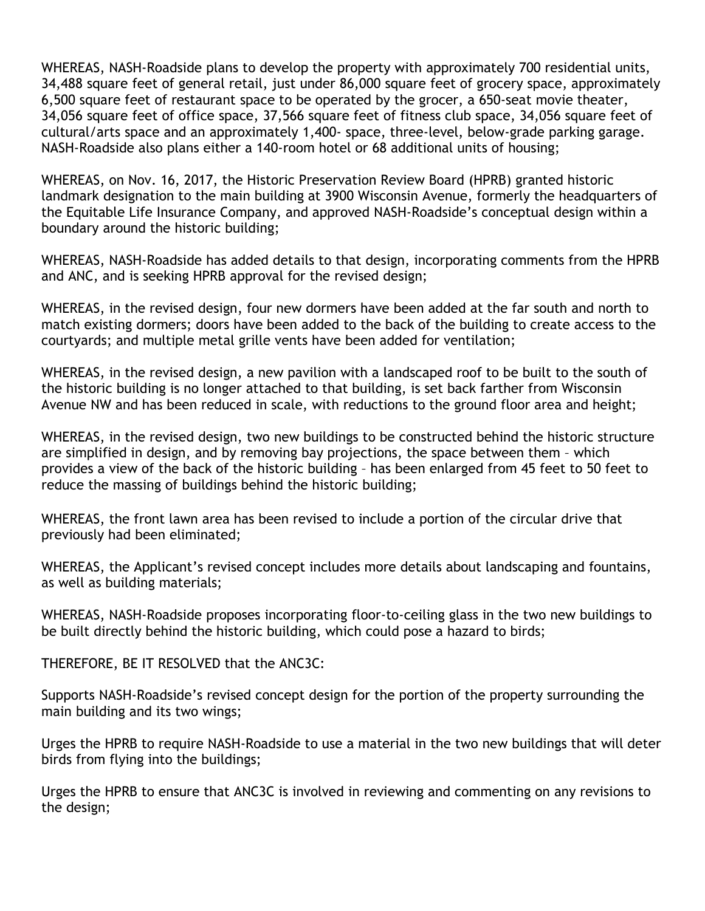WHEREAS, NASH-Roadside plans to develop the property with approximately 700 residential units, 34,488 square feet of general retail, just under 86,000 square feet of grocery space, approximately 6,500 square feet of restaurant space to be operated by the grocer, a 650-seat movie theater, 34,056 square feet of office space, 37,566 square feet of fitness club space, 34,056 square feet of cultural/arts space and an approximately 1,400- space, three-level, below-grade parking garage. NASH-Roadside also plans either a 140-room hotel or 68 additional units of housing;

WHEREAS, on Nov. 16, 2017, the Historic Preservation Review Board (HPRB) granted historic landmark designation to the main building at 3900 Wisconsin Avenue, formerly the headquarters of the Equitable Life Insurance Company, and approved NASH-Roadside's conceptual design within a boundary around the historic building;

WHEREAS, NASH-Roadside has added details to that design, incorporating comments from the HPRB and ANC, and is seeking HPRB approval for the revised design;

WHEREAS, in the revised design, four new dormers have been added at the far south and north to match existing dormers; doors have been added to the back of the building to create access to the courtyards; and multiple metal grille vents have been added for ventilation;

WHEREAS, in the revised design, a new pavilion with a landscaped roof to be built to the south of the historic building is no longer attached to that building, is set back farther from Wisconsin Avenue NW and has been reduced in scale, with reductions to the ground floor area and height;

WHEREAS, in the revised design, two new buildings to be constructed behind the historic structure are simplified in design, and by removing bay projections, the space between them – which provides a view of the back of the historic building – has been enlarged from 45 feet to 50 feet to reduce the massing of buildings behind the historic building;

WHEREAS, the front lawn area has been revised to include a portion of the circular drive that previously had been eliminated;

WHEREAS, the Applicant's revised concept includes more details about landscaping and fountains, as well as building materials;

WHEREAS, NASH-Roadside proposes incorporating floor-to-ceiling glass in the two new buildings to be built directly behind the historic building, which could pose a hazard to birds;

THEREFORE, BE IT RESOLVED that the ANC3C:

Supports NASH-Roadside's revised concept design for the portion of the property surrounding the main building and its two wings;

Urges the HPRB to require NASH-Roadside to use a material in the two new buildings that will deter birds from flying into the buildings;

Urges the HPRB to ensure that ANC3C is involved in reviewing and commenting on any revisions to the design;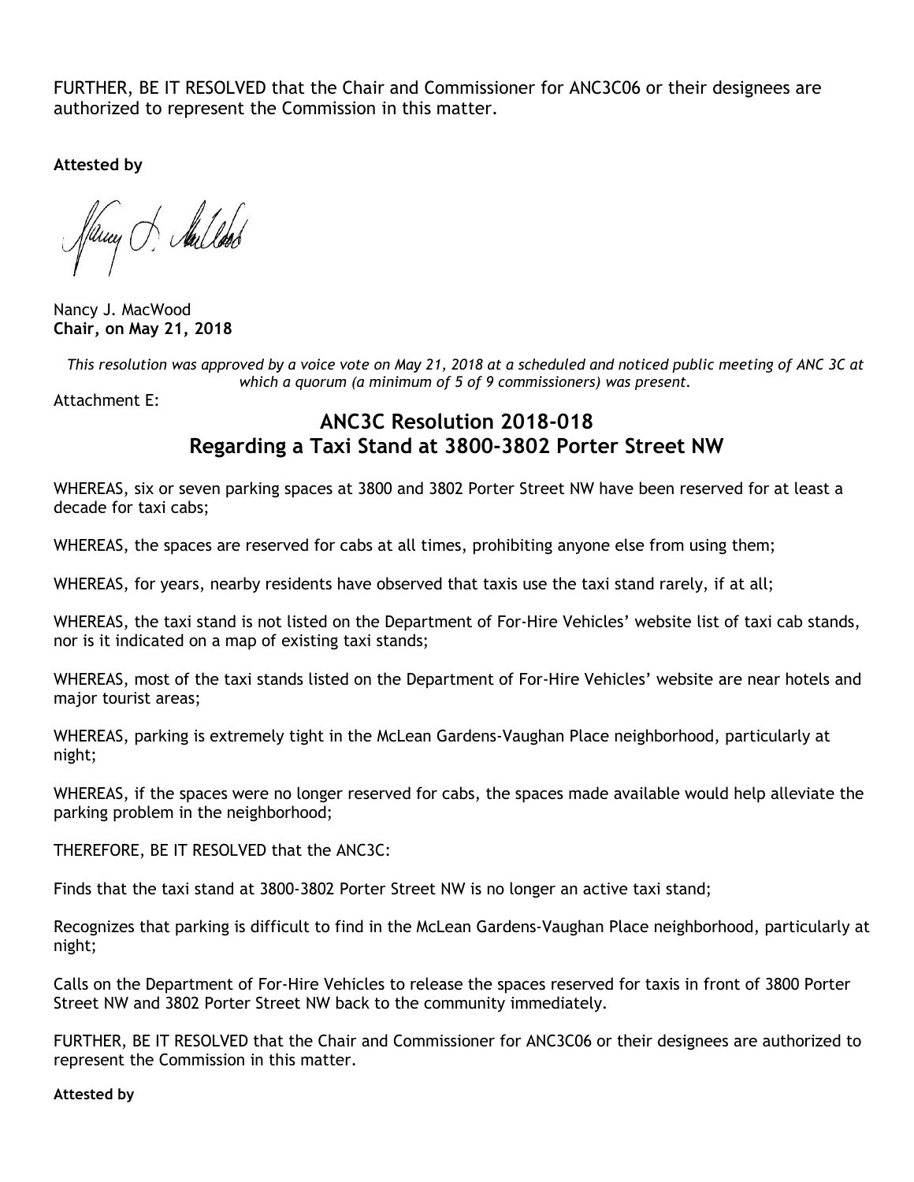FURTHER, BE IT RESOLVED that the Chair and Commissioner for ANC3C06 or their designees are authorized to represent the Commission in this matter.

**Attested by**

Nancy J. MacWood
**Chair, on May 21, 2018**

*This resolution was approved by a voice vote on May 21, 2018 at a scheduled and noticed public meeting of ANC 3C at which a quorum (a minimum of 5 of 9 commissioners) was present.*

Attachment E:

## ANC3C Resolution 2018-018
## Regarding a Taxi Stand at 3800-3802 Porter Street NW

WHEREAS, six or seven parking spaces at 3800 and 3802 Porter Street NW have been reserved for at least a decade for taxi cabs;

WHEREAS, the spaces are reserved for cabs at all times, prohibiting anyone else from using them;

WHEREAS, for years, nearby residents have observed that taxis use the taxi stand rarely, if at all;

WHEREAS, the taxi stand is not listed on the Department of For-Hire Vehicles' website list of taxi cab stands, nor is it indicated on a map of existing taxi stands;

WHEREAS, most of the taxi stands listed on the Department of For-Hire Vehicles' website are near hotels and major tourist areas;

WHEREAS, parking is extremely tight in the McLean Gardens-Vaughan Place neighborhood, particularly at night;

WHEREAS, if the spaces were no longer reserved for cabs, the spaces made available would help alleviate the parking problem in the neighborhood;

THEREFORE, BE IT RESOLVED that the ANC3C:

Finds that the taxi stand at 3800-3802 Porter Street NW is no longer an active taxi stand;

Recognizes that parking is difficult to find in the McLean Gardens-Vaughan Place neighborhood, particularly at night;

Calls on the Department of For-Hire Vehicles to release the spaces reserved for taxis in front of 3800 Porter Street NW and 3802 Porter Street NW back to the community immediately.

FURTHER, BE IT RESOLVED that the Chair and Commissioner for ANC3C06 or their designees are authorized to represent the Commission in this matter.

**Attested by**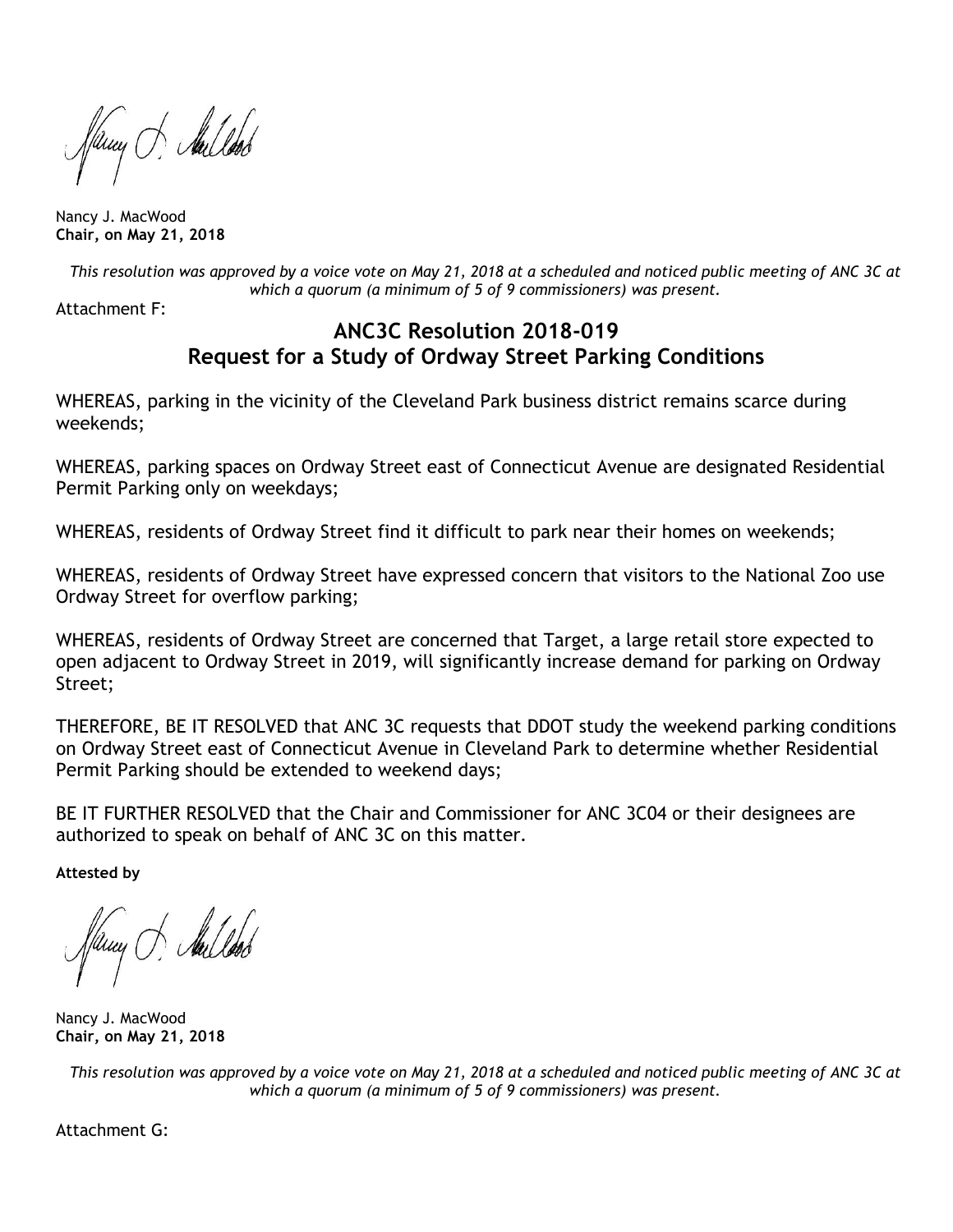Nancy J. MacWood
**Chair, on May 21, 2018**

*This resolution was approved by a voice vote on May 21, 2018 at a scheduled and noticed public meeting of ANC 3C at which a quorum (a minimum of 5 of 9 commissioners) was present.*

Attachment F:

## ANC3C Resolution 2018-019
## Request for a Study of Ordway Street Parking Conditions

WHEREAS, parking in the vicinity of the Cleveland Park business district remains scarce during weekends;

WHEREAS, parking spaces on Ordway Street east of Connecticut Avenue are designated Residential Permit Parking only on weekdays;

WHEREAS, residents of Ordway Street find it difficult to park near their homes on weekends;

WHEREAS, residents of Ordway Street have expressed concern that visitors to the National Zoo use Ordway Street for overflow parking;

WHEREAS, residents of Ordway Street are concerned that Target, a large retail store expected to open adjacent to Ordway Street in 2019, will significantly increase demand for parking on Ordway Street;

THEREFORE, BE IT RESOLVED that ANC 3C requests that DDOT study the weekend parking conditions on Ordway Street east of Connecticut Avenue in Cleveland Park to determine whether Residential Permit Parking should be extended to weekend days;

BE IT FURTHER RESOLVED that the Chair and Commissioner for ANC 3C04 or their designees are authorized to speak on behalf of ANC 3C on this matter.

**Attested by**

Nancy J. MacWood
**Chair, on May 21, 2018**

*This resolution was approved by a voice vote on May 21, 2018 at a scheduled and noticed public meeting of ANC 3C at which a quorum (a minimum of 5 of 9 commissioners) was present.*

Attachment G: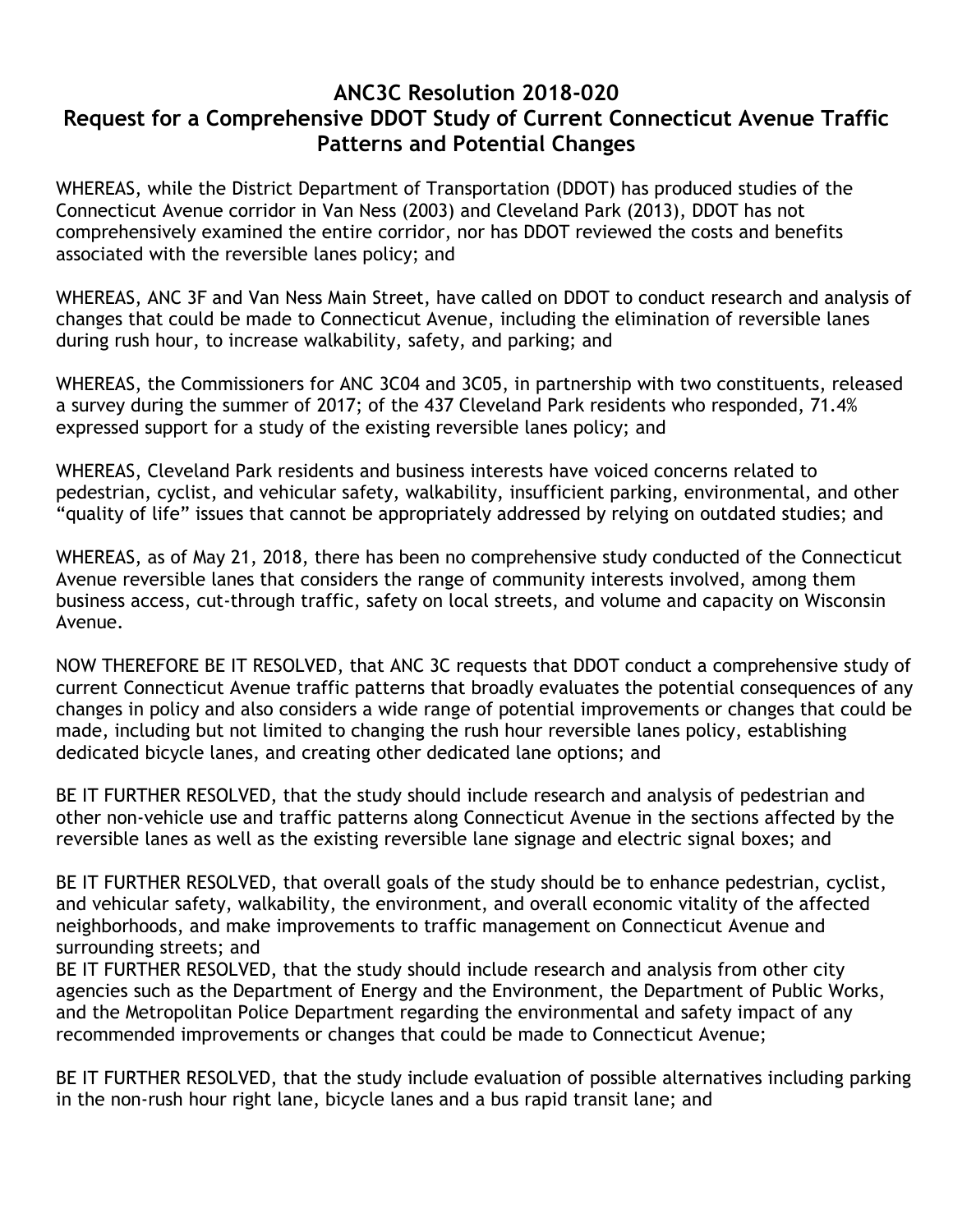# ANC3C Resolution 2018-020
## Request for a Comprehensive DDOT Study of Current Connecticut Avenue Traffic Patterns and Potential Changes

WHEREAS, while the District Department of Transportation (DDOT) has produced studies of the Connecticut Avenue corridor in Van Ness (2003) and Cleveland Park (2013), DDOT has not comprehensively examined the entire corridor, nor has DDOT reviewed the costs and benefits associated with the reversible lanes policy; and

WHEREAS, ANC 3F and Van Ness Main Street, have called on DDOT to conduct research and analysis of changes that could be made to Connecticut Avenue, including the elimination of reversible lanes during rush hour, to increase walkability, safety, and parking; and

WHEREAS, the Commissioners for ANC 3C04 and 3C05, in partnership with two constituents, released a survey during the summer of 2017; of the 437 Cleveland Park residents who responded, 71.4% expressed support for a study of the existing reversible lanes policy; and

WHEREAS, Cleveland Park residents and business interests have voiced concerns related to pedestrian, cyclist, and vehicular safety, walkability, insufficient parking, environmental, and other "quality of life" issues that cannot be appropriately addressed by relying on outdated studies; and

WHEREAS, as of May 21, 2018, there has been no comprehensive study conducted of the Connecticut Avenue reversible lanes that considers the range of community interests involved, among them business access, cut-through traffic, safety on local streets, and volume and capacity on Wisconsin Avenue.

NOW THEREFORE BE IT RESOLVED, that ANC 3C requests that DDOT conduct a comprehensive study of current Connecticut Avenue traffic patterns that broadly evaluates the potential consequences of any changes in policy and also considers a wide range of potential improvements or changes that could be made, including but not limited to changing the rush hour reversible lanes policy, establishing dedicated bicycle lanes, and creating other dedicated lane options; and

BE IT FURTHER RESOLVED, that the study should include research and analysis of pedestrian and other non-vehicle use and traffic patterns along Connecticut Avenue in the sections affected by the reversible lanes as well as the existing reversible lane signage and electric signal boxes; and

BE IT FURTHER RESOLVED, that overall goals of the study should be to enhance pedestrian, cyclist, and vehicular safety, walkability, the environment, and overall economic vitality of the affected neighborhoods, and make improvements to traffic management on Connecticut Avenue and surrounding streets; and

BE IT FURTHER RESOLVED, that the study should include research and analysis from other city agencies such as the Department of Energy and the Environment, the Department of Public Works, and the Metropolitan Police Department regarding the environmental and safety impact of any recommended improvements or changes that could be made to Connecticut Avenue;

BE IT FURTHER RESOLVED, that the study include evaluation of possible alternatives including parking in the non-rush hour right lane, bicycle lanes and a bus rapid transit lane; and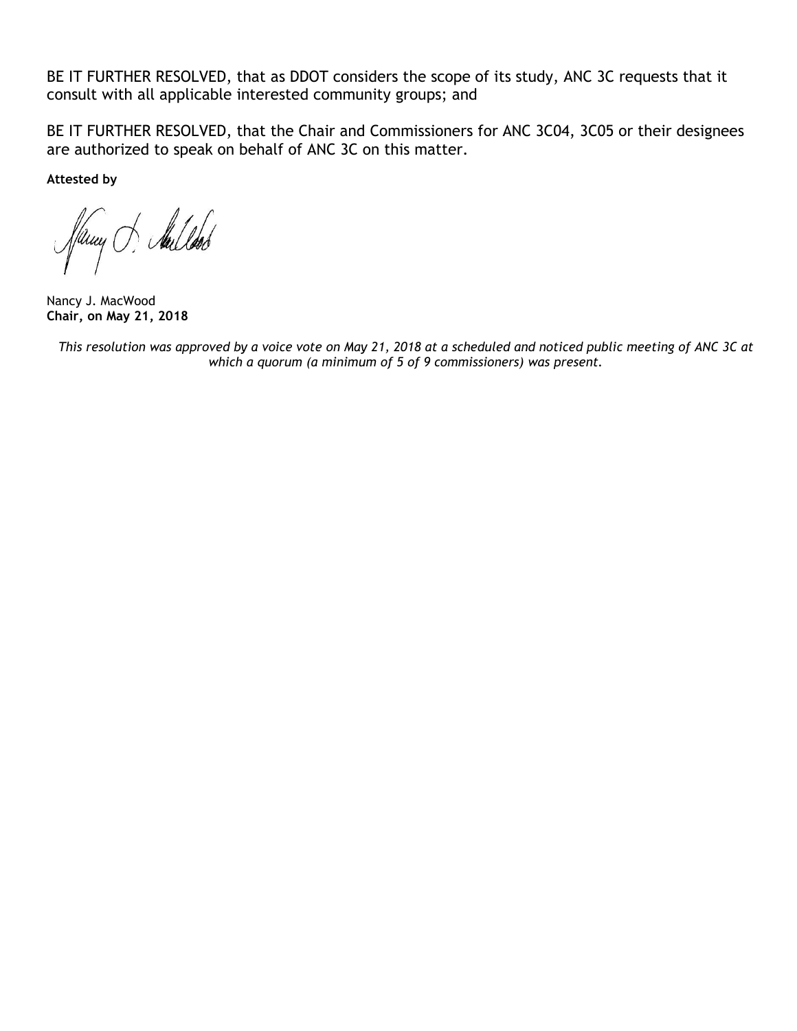BE IT FURTHER RESOLVED, that as DDOT considers the scope of its study, ANC 3C requests that it consult with all applicable interested community groups; and

BE IT FURTHER RESOLVED, that the Chair and Commissioners for ANC 3C04, 3C05 or their designees are authorized to speak on behalf of ANC 3C on this matter.

**Attested by**

Nancy J. MacWood
**Chair, on May 21, 2018**

*This resolution was approved by a voice vote on May 21, 2018 at a scheduled and noticed public meeting of ANC 3C at which a quorum (a minimum of 5 of 9 commissioners) was present.*